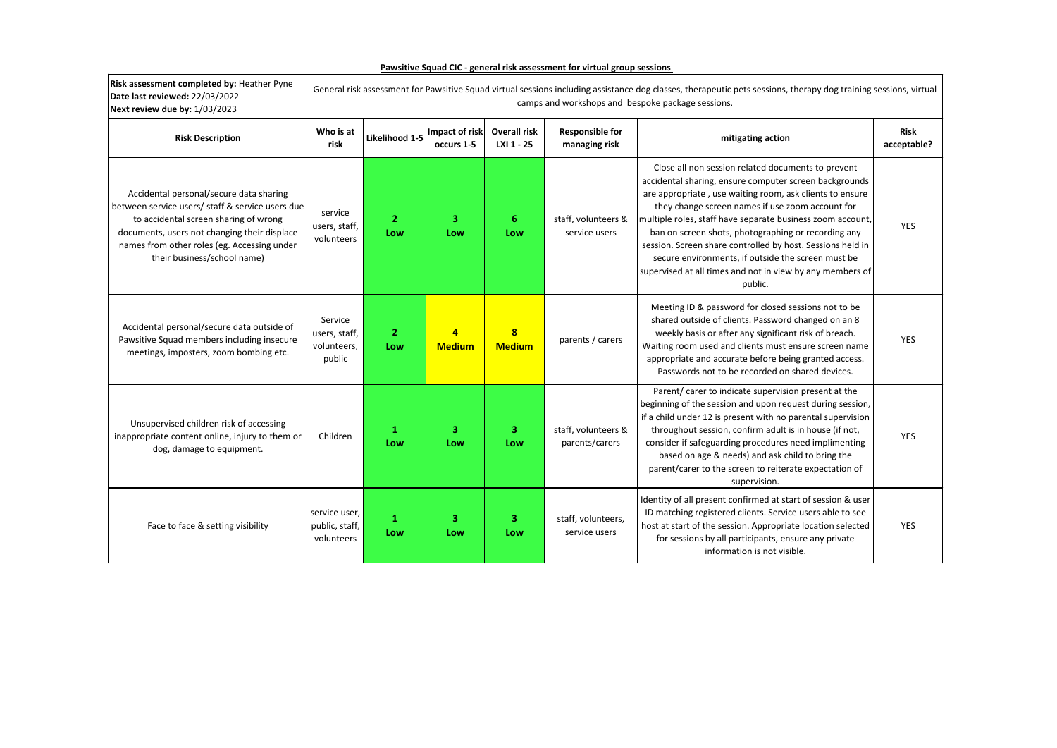**Pawsitive Squad CIC - general risk assessment for virtual group sessions**

| **Risk assessment completed by:** Heather Pyne<br>**Date last reviewed:** 22/03/2022<br>**Next review due by**: 1/03/2023 | General risk assessment for Pawsitive Squad virtual sessions including assistance dog classes, therapeutic pets sessions, therapy dog training sessions, virtual camps and workshops and bespoke package sessions. | | | | | | |
|---|---|---|---|---|---|---|---|
| **Risk Description** | **Who is at risk** | **Likelihood 1-5** | **Impact of risk occurs 1-5** | **Overall risk LXI 1 - 25** | **Responsible for managing risk** | **mitigating action** | **Risk acceptable?** |
| Accidental personal/secure data sharing between service users/ staff & service users due to accidental screen sharing of wrong documents, users not changing their displace names from other roles (eg. Accessing under their business/school name) | service users, staff, volunteers | **2 Low** | **3 Low** | **6 Low** | staff, volunteers & service users | Close all non session related documents to prevent accidental sharing, ensure computer screen backgrounds are appropriate , use waiting room, ask clients to ensure they change screen names if use zoom account for multiple roles, staff have separate business zoom account, ban on screen shots, photographing or recording any session. Screen share controlled by host. Sessions held in secure environments, if outside the screen must be supervised at all times and not in view by any members of public. | YES |
| Accidental personal/secure data outside of Pawsitive Squad members including insecure meetings, imposters, zoom bombing etc. | Service users, staff, volunteers, public | **2 Low** | **4 Medium** | **8 Medium** | parents / carers | Meeting ID & password for closed sessions not to be shared outside of clients. Password changed on an 8 weekly basis or after any significant risk of breach. Waiting room used and clients must ensure screen name appropriate and accurate before being granted access. Passwords not to be recorded on shared devices. | YES |
| Unsupervised children risk of accessing inappropriate content online, injury to them or dog, damage to equipment. | Children | **1 Low** | **3 Low** | **3 Low** | staff, volunteers & parents/carers | Parent/ carer to indicate supervision present at the beginning of the session and upon request during session, if a child under 12 is present with no parental supervision throughout session, confirm adult is in house (if not, consider if safeguarding procedures need implimenting based on age & needs) and ask child to bring the parent/carer to the screen to reiterate expectation of supervision. | YES |
| Face to face & setting visibility | service user, public, staff, volunteers | **1 Low** | **3 Low** | **3 Low** | staff, volunteers, service users | Identity of all present confirmed at start of session & user ID matching registered clients. Service users able to see host at start of the session. Appropriate location selected for sessions by all participants, ensure any private information is not visible. | YES |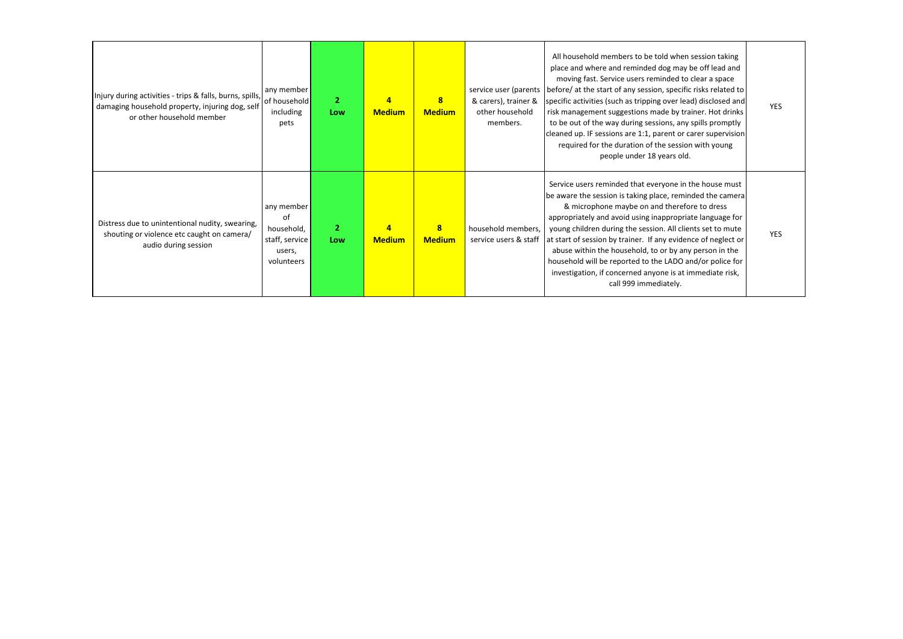| | | | | | | | |
|---|---|---|---|---|---|---|---|
| Injury during activities - trips & falls, burns, spills, damaging household property, injuring dog, self or other household member | any member of household including pets | **2 Low** | **4 Medium** | **8 Medium** | service user (parents & carers), trainer & other household members. | All household members to be told when session taking place and where and reminded dog may be off lead and moving fast. Service users reminded to clear a space before/ at the start of any session, specific risks related to specific activities (such as tripping over lead) disclosed and risk management suggestions made by trainer. Hot drinks to be out of the way during sessions, any spills promptly cleaned up. IF sessions are 1:1, parent or carer supervision required for the duration of the session with young people under 18 years old. | YES |
| Distress due to unintentional nudity, swearing, shouting or violence etc caught on camera/ audio during session | any member of household, staff, service users, volunteers | **2 Low** | **4 Medium** | **8 Medium** | household members, service users & staff | Service users reminded that everyone in the house must be aware the session is taking place, reminded the camera & microphone maybe on and therefore to dress appropriately and avoid using inappropriate language for young children during the session. All clients set to mute at start of session by trainer. If any evidence of neglect or abuse within the household, to or by any person in the household will be reported to the LADO and/or police for investigation, if concerned anyone is at immediate risk, call 999 immediately. | YES |